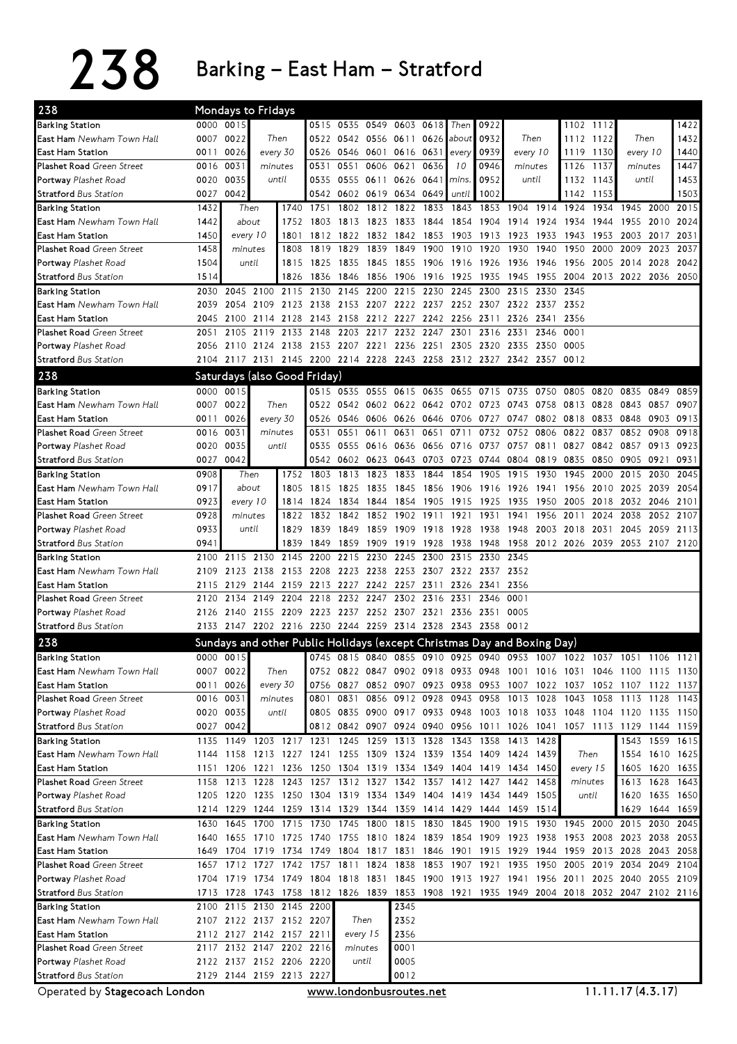# 238 Barking – East Ham – Stratford

## 238 Mondays to Fridays

| Stop | | | | | | | | | | | | | | | | | |
|---|---|---|---|---|---|---|---|---|---|---|---|---|---|---|---|---|---|
| Barking Station | 0000 | 0015 | Then every 30 minutes until | 0515 | 0535 | 0549 | 0603 | 0618 | Then about every 10 mins. until | 0922 | Then every 10 minutes until | 1102 | 1112 | Then every 10 minutes until | 1422 |
| East Ham Newham Town Hall | 0007 | 0022 | | 0522 | 0542 | 0556 | 0611 | 0626 | | 0932 | | 1112 | 1122 | | 1432 |
| East Ham Station | 0011 | 0026 | | 0526 | 0546 | 0601 | 0616 | 0631 | | 0939 | | 1119 | 1130 | | 1440 |
| Plashet Road Green Street | 0016 | 0031 | | 0531 | 0551 | 0606 | 0621 | 0636 | | 0946 | | 1126 | 1137 | | 1447 |
| Portway Plashet Road | 0020 | 0035 | | 0535 | 0555 | 0611 | 0626 | 0641 | | 0952 | | 1132 | 1143 | | 1453 |
| Stratford Bus Station | 0027 | 0042 | | 0542 | 0602 | 0619 | 0634 | 0649 | | 1002 | | 1142 | 1153 | | 1503 |

| Stop | | | | | | | | | | | | | | | | |
|---|---|---|---|---|---|---|---|---|---|---|---|---|---|---|---|---|
| Barking Station | 1432 | Then about every 10 minutes until | 1740 | 1751 | 1802 | 1812 | 1822 | 1833 | 1843 | 1853 | 1904 | 1914 | 1924 | 1934 | 1945 | 2000 | 2015 |
| East Ham Newham Town Hall | 1442 | | 1752 | 1803 | 1813 | 1823 | 1833 | 1844 | 1854 | 1904 | 1914 | 1924 | 1934 | 1944 | 1955 | 2010 | 2024 |
| East Ham Station | 1450 | | 1801 | 1812 | 1822 | 1832 | 1842 | 1853 | 1903 | 1913 | 1923 | 1933 | 1943 | 1953 | 2003 | 2017 | 2031 |
| Plashet Road Green Street | 1458 | | 1808 | 1819 | 1829 | 1839 | 1849 | 1900 | 1910 | 1920 | 1930 | 1940 | 1950 | 2000 | 2009 | 2023 | 2037 |
| Portway Plashet Road | 1504 | | 1815 | 1825 | 1835 | 1845 | 1855 | 1906 | 1916 | 1926 | 1936 | 1946 | 1956 | 2005 | 2014 | 2028 | 2042 |
| Stratford Bus Station | 1514 | | 1826 | 1836 | 1846 | 1856 | 1906 | 1916 | 1925 | 1935 | 1945 | 1955 | 2004 | 2013 | 2022 | 2036 | 2050 |

| Stop | | | | | | | | | | | | | | |
|---|---|---|---|---|---|---|---|---|---|---|---|---|---|---|
| Barking Station | 2030 | 2045 | 2100 | 2115 | 2130 | 2145 | 2200 | 2215 | 2230 | 2245 | 2300 | 2315 | 2330 | 2345 |
| East Ham Newham Town Hall | 2039 | 2054 | 2109 | 2123 | 2138 | 2153 | 2207 | 2222 | 2237 | 2252 | 2307 | 2322 | 2337 | 2352 |
| East Ham Station | 2045 | 2100 | 2114 | 2128 | 2143 | 2158 | 2212 | 2227 | 2242 | 2256 | 2311 | 2326 | 2341 | 2356 |
| Plashet Road Green Street | 2051 | 2105 | 2119 | 2133 | 2148 | 2203 | 2217 | 2232 | 2247 | 2301 | 2316 | 2331 | 2346 | 0001 |
| Portway Plashet Road | 2056 | 2110 | 2124 | 2138 | 2153 | 2207 | 2221 | 2236 | 2251 | 2305 | 2320 | 2335 | 2350 | 0005 |
| Stratford Bus Station | 2104 | 2117 | 2131 | 2145 | 2200 | 2214 | 2228 | 2243 | 2258 | 2312 | 2327 | 2342 | 2357 | 0012 |

## 238 Saturdays (also Good Friday)

| Stop | | | | | | | | | | | | | | | | | | |
|---|---|---|---|---|---|---|---|---|---|---|---|---|---|---|---|---|---|---|
| Barking Station | 0000 | 0015 | Then every 30 minutes until | 0515 | 0535 | 0555 | 0615 | 0635 | 0655 | 0715 | 0735 | 0750 | 0805 | 0820 | 0835 | 0849 | 0859 |
| East Ham Newham Town Hall | 0007 | 0022 | | 0522 | 0542 | 0602 | 0622 | 0642 | 0702 | 0723 | 0743 | 0758 | 0813 | 0828 | 0843 | 0857 | 0907 |
| East Ham Station | 0011 | 0026 | | 0526 | 0546 | 0606 | 0626 | 0646 | 0706 | 0727 | 0747 | 0802 | 0818 | 0833 | 0848 | 0903 | 0913 |
| Plashet Road Green Street | 0016 | 0031 | | 0531 | 0551 | 0611 | 0631 | 0651 | 0711 | 0732 | 0752 | 0806 | 0822 | 0837 | 0852 | 0908 | 0918 |
| Portway Plashet Road | 0020 | 0035 | | 0535 | 0555 | 0616 | 0636 | 0656 | 0716 | 0737 | 0757 | 0811 | 0827 | 0842 | 0857 | 0913 | 0923 |
| Stratford Bus Station | 0027 | 0042 | | 0542 | 0602 | 0623 | 0643 | 0703 | 0723 | 0744 | 0804 | 0819 | 0835 | 0850 | 0905 | 0921 | 0931 |

| Stop | | | | | | | | | | | | | | | | |
|---|---|---|---|---|---|---|---|---|---|---|---|---|---|---|---|---|
| Barking Station | 0908 | Then about every 10 minutes until | 1752 | 1803 | 1813 | 1823 | 1833 | 1844 | 1854 | 1905 | 1915 | 1930 | 1945 | 2000 | 2015 | 2030 | 2045 |
| East Ham Newham Town Hall | 0917 | | 1805 | 1815 | 1825 | 1835 | 1845 | 1856 | 1906 | 1916 | 1926 | 1941 | 1956 | 2010 | 2025 | 2039 | 2054 |
| East Ham Station | 0923 | | 1814 | 1824 | 1834 | 1844 | 1854 | 1905 | 1915 | 1925 | 1935 | 1950 | 2005 | 2018 | 2032 | 2046 | 2101 |
| Plashet Road Green Street | 0928 | | 1822 | 1832 | 1842 | 1852 | 1902 | 1911 | 1921 | 1931 | 1941 | 1956 | 2011 | 2024 | 2038 | 2052 | 2107 |
| Portway Plashet Road | 0933 | | 1829 | 1839 | 1849 | 1859 | 1909 | 1918 | 1928 | 1938 | 1948 | 2003 | 2018 | 2031 | 2045 | 2059 | 2113 |
| Stratford Bus Station | 0941 | | 1839 | 1849 | 1859 | 1909 | 1919 | 1928 | 1938 | 1948 | 1958 | 2012 | 2026 | 2039 | 2053 | 2107 | 2120 |

| Stop | | | | | | | | | | | | |
|---|---|---|---|---|---|---|---|---|---|---|---|---|
| Barking Station | 2100 | 2115 | 2130 | 2145 | 2200 | 2215 | 2230 | 2245 | 2300 | 2315 | 2330 | 2345 |
| East Ham Newham Town Hall | 2109 | 2123 | 2138 | 2153 | 2208 | 2223 | 2238 | 2253 | 2307 | 2322 | 2337 | 2352 |
| East Ham Station | 2115 | 2129 | 2144 | 2159 | 2213 | 2227 | 2242 | 2257 | 2311 | 2326 | 2341 | 2356 |
| Plashet Road Green Street | 2120 | 2134 | 2149 | 2204 | 2218 | 2232 | 2247 | 2302 | 2316 | 2331 | 2346 | 0001 |
| Portway Plashet Road | 2126 | 2140 | 2155 | 2209 | 2223 | 2237 | 2252 | 2307 | 2321 | 2336 | 2351 | 0005 |
| Stratford Bus Station | 2133 | 2147 | 2202 | 2216 | 2230 | 2244 | 2259 | 2314 | 2328 | 2343 | 2358 | 0012 |

## 238 Sundays and other Public Holidays (except Christmas Day and Boxing Day)

| Stop | | | | | | | | | | | | | | | | | | |
|---|---|---|---|---|---|---|---|---|---|---|---|---|---|---|---|---|---|---|
| Barking Station | 0000 | 0015 | Then every 30 minutes until | 0745 | 0815 | 0840 | 0855 | 0910 | 0925 | 0940 | 0953 | 1007 | 1022 | 1037 | 1051 | 1106 | 1121 |
| East Ham Newham Town Hall | 0007 | 0022 | | 0752 | 0822 | 0847 | 0902 | 0918 | 0933 | 0948 | 1001 | 1016 | 1031 | 1046 | 1100 | 1115 | 1130 |
| East Ham Station | 0011 | 0026 | | 0756 | 0827 | 0852 | 0907 | 0923 | 0938 | 0953 | 1007 | 1022 | 1037 | 1052 | 1107 | 1122 | 1137 |
| Plashet Road Green Street | 0016 | 0031 | | 0801 | 0831 | 0856 | 0912 | 0928 | 0943 | 0958 | 1013 | 1028 | 1043 | 1058 | 1113 | 1128 | 1143 |
| Portway Plashet Road | 0020 | 0035 | | 0805 | 0835 | 0900 | 0917 | 0933 | 0948 | 1003 | 1018 | 1033 | 1048 | 1104 | 1120 | 1135 | 1150 |
| Stratford Bus Station | 0027 | 0042 | | 0812 | 0842 | 0907 | 0924 | 0940 | 0956 | 1011 | 1026 | 1041 | 1057 | 1113 | 1129 | 1144 | 1159 |

| Stop | | | | | | | | | | | | | | | | |
|---|---|---|---|---|---|---|---|---|---|---|---|---|---|---|---|---|
| Barking Station | 1135 | 1149 | 1203 | 1217 | 1231 | 1245 | 1259 | 1313 | 1328 | 1343 | 1358 | 1413 | 1428 | Then every 15 minutes until | 1543 | 1559 | 1615 |
| East Ham Newham Town Hall | 1144 | 1158 | 1213 | 1227 | 1241 | 1255 | 1309 | 1324 | 1339 | 1354 | 1409 | 1424 | 1439 | | 1554 | 1610 | 1625 |
| East Ham Station | 1151 | 1206 | 1221 | 1236 | 1250 | 1304 | 1319 | 1334 | 1349 | 1404 | 1419 | 1434 | 1450 | | 1605 | 1620 | 1635 |
| Plashet Road Green Street | 1158 | 1213 | 1228 | 1243 | 1257 | 1312 | 1327 | 1342 | 1357 | 1412 | 1427 | 1442 | 1458 | | 1613 | 1628 | 1643 |
| Portway Plashet Road | 1205 | 1220 | 1235 | 1250 | 1304 | 1319 | 1334 | 1349 | 1404 | 1419 | 1434 | 1449 | 1505 | | 1620 | 1635 | 1650 |
| Stratford Bus Station | 1214 | 1229 | 1244 | 1259 | 1314 | 1329 | 1344 | 1359 | 1414 | 1429 | 1444 | 1459 | 1514 | | 1629 | 1644 | 1659 |

| Stop | | | | | | | | | | | | | | | | | |
|---|---|---|---|---|---|---|---|---|---|---|---|---|---|---|---|---|---|
| Barking Station | 1630 | 1645 | 1700 | 1715 | 1730 | 1745 | 1800 | 1815 | 1830 | 1845 | 1900 | 1915 | 1930 | 1945 | 2000 | 2015 | 2030 | 2045 |
| East Ham Newham Town Hall | 1640 | 1655 | 1710 | 1725 | 1740 | 1755 | 1810 | 1824 | 1839 | 1854 | 1909 | 1923 | 1938 | 1953 | 2008 | 2023 | 2038 | 2053 |
| East Ham Station | 1649 | 1704 | 1719 | 1734 | 1749 | 1804 | 1817 | 1831 | 1846 | 1901 | 1915 | 1929 | 1944 | 1959 | 2013 | 2028 | 2043 | 2058 |
| Plashet Road Green Street | 1657 | 1712 | 1727 | 1742 | 1757 | 1811 | 1824 | 1838 | 1853 | 1907 | 1921 | 1935 | 1950 | 2005 | 2019 | 2034 | 2049 | 2104 |
| Portway Plashet Road | 1704 | 1719 | 1734 | 1749 | 1804 | 1818 | 1831 | 1845 | 1900 | 1913 | 1927 | 1941 | 1956 | 2011 | 2025 | 2040 | 2055 | 2109 |
| Stratford Bus Station | 1713 | 1728 | 1743 | 1758 | 1812 | 1826 | 1839 | 1853 | 1908 | 1921 | 1935 | 1949 | 2004 | 2018 | 2032 | 2047 | 2102 | 2116 |

| Stop | | | | | | | |
|---|---|---|---|---|---|---|---|
| Barking Station | 2100 | 2115 | 2130 | 2145 | 2200 | Then every 15 minutes until | 2345 |
| East Ham Newham Town Hall | 2107 | 2122 | 2137 | 2152 | 2207 | | 2352 |
| East Ham Station | 2112 | 2127 | 2142 | 2157 | 2211 | | 2356 |
| Plashet Road Green Street | 2117 | 2132 | 2147 | 2202 | 2216 | | 0001 |
| Portway Plashet Road | 2122 | 2137 | 2152 | 2206 | 2220 | | 0005 |
| Stratford Bus Station | 2129 | 2144 | 2159 | 2213 | 2227 | | 0012 |

Operated by **Stagecoach London** www.londonbusroutes.net 11.11.17 (4.3.17)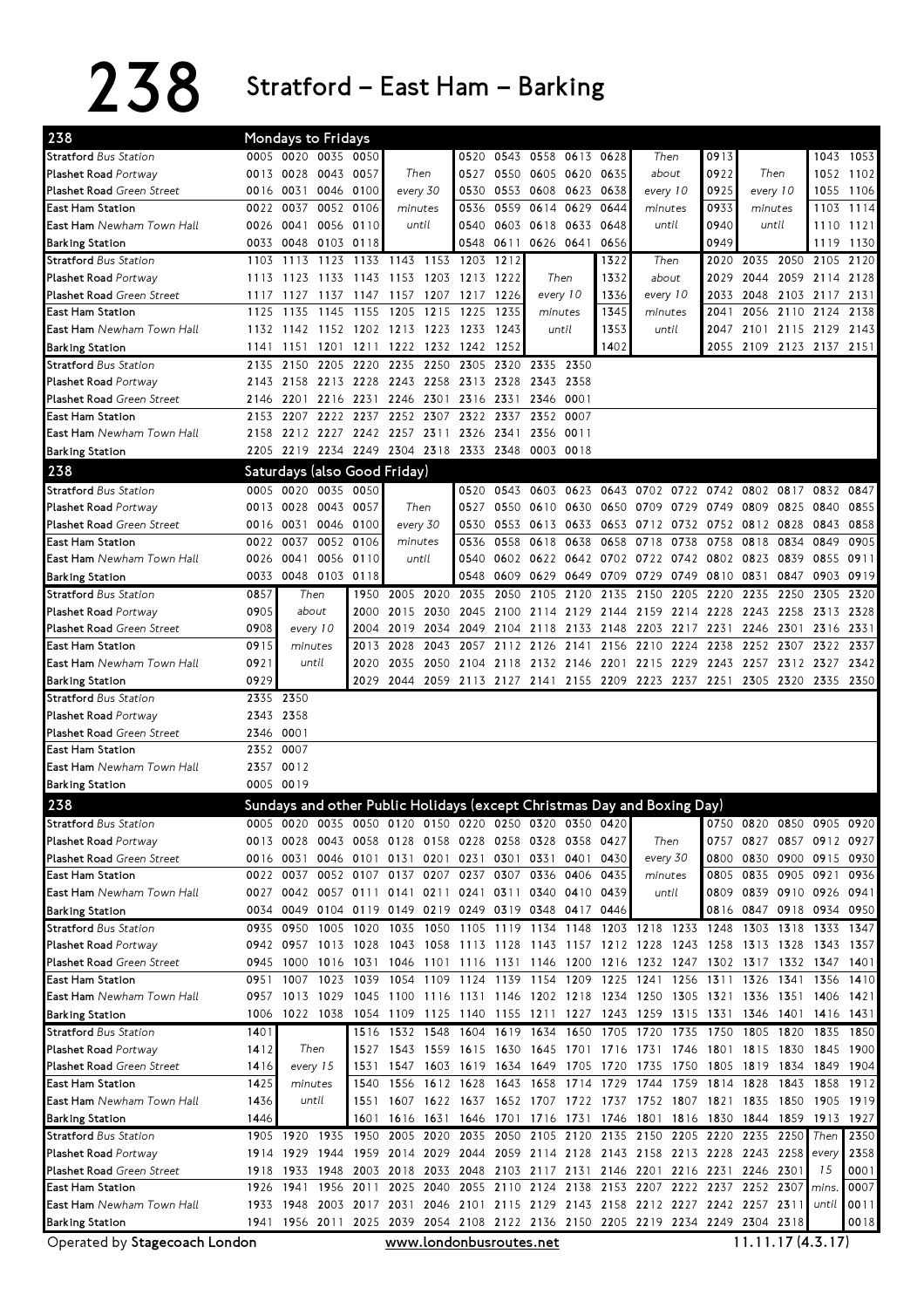# 238 Stratford – East Ham – Barking

## 238 Mondays to Fridays

| | | | | | | | | | | | | | | | |
|---|---|---|---|---|---|---|---|---|---|---|---|---|---|---|---|
| **Stratford** *Bus Station* | 0005 | 0020 | 0035 | 0050 | | 0520 | 0543 | 0558 | 0613 | 0628 | Then | 0913 | | 1043 | 1053 |
| **Plashet Road** *Portway* | 0013 | 0028 | 0043 | 0057 | Then | 0527 | 0550 | 0605 | 0620 | 0635 | about | 0922 | Then | 1052 | 1102 |
| **Plashet Road** *Green Street* | 0016 | 0031 | 0046 | 0100 | every 30 | 0530 | 0553 | 0608 | 0623 | 0638 | every 10 | 0925 | every 10 | 1055 | 1106 |
| **East Ham Station** | 0022 | 0037 | 0052 | 0106 | minutes | 0536 | 0559 | 0614 | 0629 | 0644 | minutes | 0933 | minutes | 1103 | 1114 |
| **East Ham** *Newham Town Hall* | 0026 | 0041 | 0056 | 0110 | until | 0540 | 0603 | 0618 | 0633 | 0648 | until | 0940 | until | 1110 | 1121 |
| **Barking Station** | 0033 | 0048 | 0103 | 0118 | | 0548 | 0611 | 0626 | 0641 | 0656 | | 0949 | | 1119 | 1130 |

| | | | | | | | | | | | | | | | | | |
|---|---|---|---|---|---|---|---|---|---|---|---|---|---|---|---|---|---|
| **Stratford** *Bus Station* | 1103 | 1113 | 1123 | 1133 | 1143 | 1153 | 1203 | 1212 | | 1322 | Then | 2020 | 2035 | 2050 | 2105 | 2120 |
| **Plashet Road** *Portway* | 1113 | 1123 | 1133 | 1143 | 1153 | 1203 | 1213 | 1222 | Then | 1332 | about | 2029 | 2044 | 2059 | 2114 | 2128 |
| **Plashet Road** *Green Street* | 1117 | 1127 | 1137 | 1147 | 1157 | 1207 | 1217 | 1226 | every 10 | 1336 | every 10 | 2033 | 2048 | 2103 | 2117 | 2131 |
| **East Ham Station** | 1125 | 1135 | 1145 | 1155 | 1205 | 1215 | 1225 | 1235 | minutes | 1345 | minutes | 2041 | 2056 | 2110 | 2124 | 2138 |
| **East Ham** *Newham Town Hall* | 1132 | 1142 | 1152 | 1202 | 1213 | 1223 | 1233 | 1243 | until | 1353 | until | 2047 | 2101 | 2115 | 2129 | 2143 |
| **Barking Station** | 1141 | 1151 | 1201 | 1211 | 1222 | 1232 | 1242 | 1252 | | 1402 | | 2055 | 2109 | 2123 | 2137 | 2151 |

| | | | | | | | | | | |
|---|---|---|---|---|---|---|---|---|---|---|
| **Stratford** *Bus Station* | 2135 | 2150 | 2205 | 2220 | 2235 | 2250 | 2305 | 2320 | 2335 | 2350 |
| **Plashet Road** *Portway* | 2143 | 2158 | 2213 | 2228 | 2243 | 2258 | 2313 | 2328 | 2343 | 2358 |
| **Plashet Road** *Green Street* | 2146 | 2201 | 2216 | 2231 | 2246 | 2301 | 2316 | 2331 | 2346 | 0001 |
| **East Ham Station** | 2153 | 2207 | 2222 | 2237 | 2252 | 2307 | 2322 | 2337 | 2352 | 0007 |
| **East Ham** *Newham Town Hall* | 2158 | 2212 | 2227 | 2242 | 2257 | 2311 | 2326 | 2341 | 2356 | 0011 |
| **Barking Station** | 2205 | 2219 | 2234 | 2249 | 2304 | 2318 | 2333 | 2348 | 0003 | 0018 |

## 238 Saturdays (also Good Friday)

| | | | | | | | | | | | | | | | | | |
|---|---|---|---|---|---|---|---|---|---|---|---|---|---|---|---|---|---|
| **Stratford** *Bus Station* | 0005 | 0020 | 0035 | 0050 | | 0520 | 0543 | 0603 | 0623 | 0643 | 0702 | 0722 | 0742 | 0802 | 0817 | 0832 | 0847 |
| **Plashet Road** *Portway* | 0013 | 0028 | 0043 | 0057 | Then | 0527 | 0550 | 0610 | 0630 | 0650 | 0709 | 0729 | 0749 | 0809 | 0825 | 0840 | 0855 |
| **Plashet Road** *Green Street* | 0016 | 0031 | 0046 | 0100 | every 30 | 0530 | 0553 | 0613 | 0633 | 0653 | 0712 | 0732 | 0752 | 0812 | 0828 | 0843 | 0858 |
| **East Ham Station** | 0022 | 0037 | 0052 | 0106 | minutes | 0536 | 0558 | 0618 | 0638 | 0658 | 0718 | 0738 | 0758 | 0818 | 0834 | 0849 | 0905 |
| **East Ham** *Newham Town Hall* | 0026 | 0041 | 0056 | 0110 | until | 0540 | 0602 | 0622 | 0642 | 0702 | 0722 | 0742 | 0802 | 0823 | 0839 | 0855 | 0911 |
| **Barking Station** | 0033 | 0048 | 0103 | 0118 | | 0548 | 0609 | 0629 | 0649 | 0709 | 0729 | 0749 | 0810 | 0831 | 0847 | 0903 | 0919 |

| | | | | | | | | | | | | | | | | | |
|---|---|---|---|---|---|---|---|---|---|---|---|---|---|---|---|---|---|
| **Stratford** *Bus Station* | 0857 | Then | 1950 | 2005 | 2020 | 2035 | 2050 | 2105 | 2120 | 2135 | 2150 | 2205 | 2220 | 2235 | 2250 | 2305 | 2320 |
| **Plashet Road** *Portway* | 0905 | about | 2000 | 2015 | 2030 | 2045 | 2100 | 2114 | 2129 | 2144 | 2159 | 2214 | 2228 | 2243 | 2258 | 2313 | 2328 |
| **Plashet Road** *Green Street* | 0908 | every 10 | 2004 | 2019 | 2034 | 2049 | 2104 | 2118 | 2133 | 2148 | 2203 | 2217 | 2231 | 2246 | 2301 | 2316 | 2331 |
| **East Ham Station** | 0915 | minutes | 2013 | 2028 | 2043 | 2057 | 2112 | 2126 | 2141 | 2156 | 2210 | 2224 | 2238 | 2252 | 2307 | 2322 | 2337 |
| **East Ham** *Newham Town Hall* | 0921 | until | 2020 | 2035 | 2050 | 2104 | 2118 | 2132 | 2146 | 2201 | 2215 | 2229 | 2243 | 2257 | 2312 | 2327 | 2342 |
| **Barking Station** | 0929 | | 2029 | 2044 | 2059 | 2113 | 2127 | 2141 | 2155 | 2209 | 2223 | 2237 | 2251 | 2305 | 2320 | 2335 | 2350 |

| | | |
|---|---|---|
| **Stratford** *Bus Station* | 2335 | 2350 |
| **Plashet Road** *Portway* | 2343 | 2358 |
| **Plashet Road** *Green Street* | 2346 | 0001 |
| **East Ham Station** | 2352 | 0007 |
| **East Ham** *Newham Town Hall* | 2357 | 0012 |
| **Barking Station** | 0005 | 0019 |

## 238 Sundays and other Public Holidays (except Christmas Day and Boxing Day)

| | | | | | | | | | | | | | | | | | |
|---|---|---|---|---|---|---|---|---|---|---|---|---|---|---|---|---|---|
| **Stratford** *Bus Station* | 0005 | 0020 | 0035 | 0050 | 0120 | 0150 | 0220 | 0250 | 0320 | 0350 | 0420 | | 0750 | 0820 | 0850 | 0905 | 0920 |
| **Plashet Road** *Portway* | 0013 | 0028 | 0043 | 0058 | 0128 | 0158 | 0228 | 0258 | 0328 | 0358 | 0427 | Then | 0757 | 0827 | 0857 | 0912 | 0927 |
| **Plashet Road** *Green Street* | 0016 | 0031 | 0046 | 0101 | 0131 | 0201 | 0231 | 0301 | 0331 | 0401 | 0430 | every 30 | 0800 | 0830 | 0900 | 0915 | 0930 |
| **East Ham Station** | 0022 | 0037 | 0052 | 0107 | 0137 | 0207 | 0237 | 0307 | 0336 | 0406 | 0435 | minutes | 0805 | 0835 | 0905 | 0921 | 0936 |
| **East Ham** *Newham Town Hall* | 0027 | 0042 | 0057 | 0111 | 0141 | 0211 | 0241 | 0311 | 0340 | 0410 | 0439 | until | 0809 | 0839 | 0910 | 0926 | 0941 |
| **Barking Station** | 0034 | 0049 | 0104 | 0119 | 0149 | 0219 | 0249 | 0319 | 0348 | 0417 | 0446 | | 0816 | 0847 | 0918 | 0934 | 0950 |

| | | | | | | | | | | | | | | | | | | |
|---|---|---|---|---|---|---|---|---|---|---|---|---|---|---|---|---|---|---|
| **Stratford** *Bus Station* | 0935 | 0950 | 1005 | 1020 | 1035 | 1050 | 1105 | 1119 | 1134 | 1148 | 1203 | 1218 | 1233 | 1248 | 1303 | 1318 | 1333 | 1347 |
| **Plashet Road** *Portway* | 0942 | 0957 | 1013 | 1028 | 1043 | 1058 | 1113 | 1128 | 1143 | 1157 | 1212 | 1228 | 1243 | 1258 | 1313 | 1328 | 1343 | 1357 |
| **Plashet Road** *Green Street* | 0945 | 1000 | 1016 | 1031 | 1046 | 1101 | 1116 | 1131 | 1146 | 1200 | 1216 | 1232 | 1247 | 1302 | 1317 | 1332 | 1347 | 1401 |
| **East Ham Station** | 0951 | 1007 | 1023 | 1039 | 1054 | 1109 | 1124 | 1139 | 1154 | 1209 | 1225 | 1241 | 1256 | 1311 | 1326 | 1341 | 1356 | 1410 |
| **East Ham** *Newham Town Hall* | 0957 | 1013 | 1029 | 1045 | 1100 | 1116 | 1131 | 1146 | 1202 | 1218 | 1234 | 1250 | 1305 | 1321 | 1336 | 1351 | 1406 | 1421 |
| **Barking Station** | 1006 | 1022 | 1038 | 1054 | 1109 | 1125 | 1140 | 1155 | 1211 | 1227 | 1243 | 1259 | 1315 | 1331 | 1346 | 1401 | 1416 | 1431 |

| | | | | | | | | | | | | | | | | | |
|---|---|---|---|---|---|---|---|---|---|---|---|---|---|---|---|---|---|
| **Stratford** *Bus Station* | 1401 | | 1516 | 1532 | 1548 | 1604 | 1619 | 1634 | 1650 | 1705 | 1720 | 1735 | 1750 | 1805 | 1820 | 1835 | 1850 |
| **Plashet Road** *Portway* | 1412 | Then | 1527 | 1543 | 1559 | 1615 | 1630 | 1645 | 1701 | 1716 | 1731 | 1746 | 1801 | 1815 | 1830 | 1845 | 1900 |
| **Plashet Road** *Green Street* | 1416 | every 15 | 1531 | 1547 | 1603 | 1619 | 1634 | 1649 | 1705 | 1720 | 1735 | 1750 | 1805 | 1819 | 1834 | 1849 | 1904 |
| **East Ham Station** | 1425 | minutes | 1540 | 1556 | 1612 | 1628 | 1643 | 1658 | 1714 | 1729 | 1744 | 1759 | 1814 | 1828 | 1843 | 1858 | 1912 |
| **East Ham** *Newham Town Hall* | 1436 | until | 1551 | 1607 | 1622 | 1637 | 1652 | 1707 | 1722 | 1737 | 1752 | 1807 | 1821 | 1835 | 1850 | 1905 | 1919 |
| **Barking Station** | 1446 | | 1601 | 1616 | 1631 | 1646 | 1701 | 1716 | 1731 | 1746 | 1801 | 1816 | 1830 | 1844 | 1859 | 1913 | 1927 |

| | | | | | | | | | | | | | | | | | | |
|---|---|---|---|---|---|---|---|---|---|---|---|---|---|---|---|---|---|---|
| **Stratford** *Bus Station* | 1905 | 1920 | 1935 | 1950 | 2005 | 2020 | 2035 | 2050 | 2105 | 2120 | 2135 | 2150 | 2205 | 2220 | 2235 | 2250 | Then | 2350 |
| **Plashet Road** *Portway* | 1914 | 1929 | 1944 | 1959 | 2014 | 2029 | 2044 | 2059 | 2114 | 2128 | 2143 | 2158 | 2213 | 2228 | 2243 | 2258 | every | 2358 |
| **Plashet Road** *Green Street* | 1918 | 1933 | 1948 | 2003 | 2018 | 2033 | 2048 | 2103 | 2117 | 2131 | 2146 | 2201 | 2216 | 2231 | 2246 | 2301 | 15 | 0001 |
| **East Ham Station** | 1926 | 1941 | 1956 | 2011 | 2025 | 2040 | 2055 | 2110 | 2124 | 2138 | 2153 | 2207 | 2222 | 2237 | 2252 | 2307 | mins. | 0007 |
| **East Ham** *Newham Town Hall* | 1933 | 1948 | 2003 | 2017 | 2031 | 2046 | 2101 | 2115 | 2129 | 2143 | 2158 | 2212 | 2227 | 2242 | 2257 | 2311 | until | 0011 |
| **Barking Station** | 1941 | 1956 | 2011 | 2025 | 2039 | 2054 | 2108 | 2122 | 2136 | 2150 | 2205 | 2219 | 2234 | 2249 | 2304 | 2318 | | 0018 |

Operated by **Stagecoach London** www.londonbusroutes.net 11.11.17 (4.3.17)